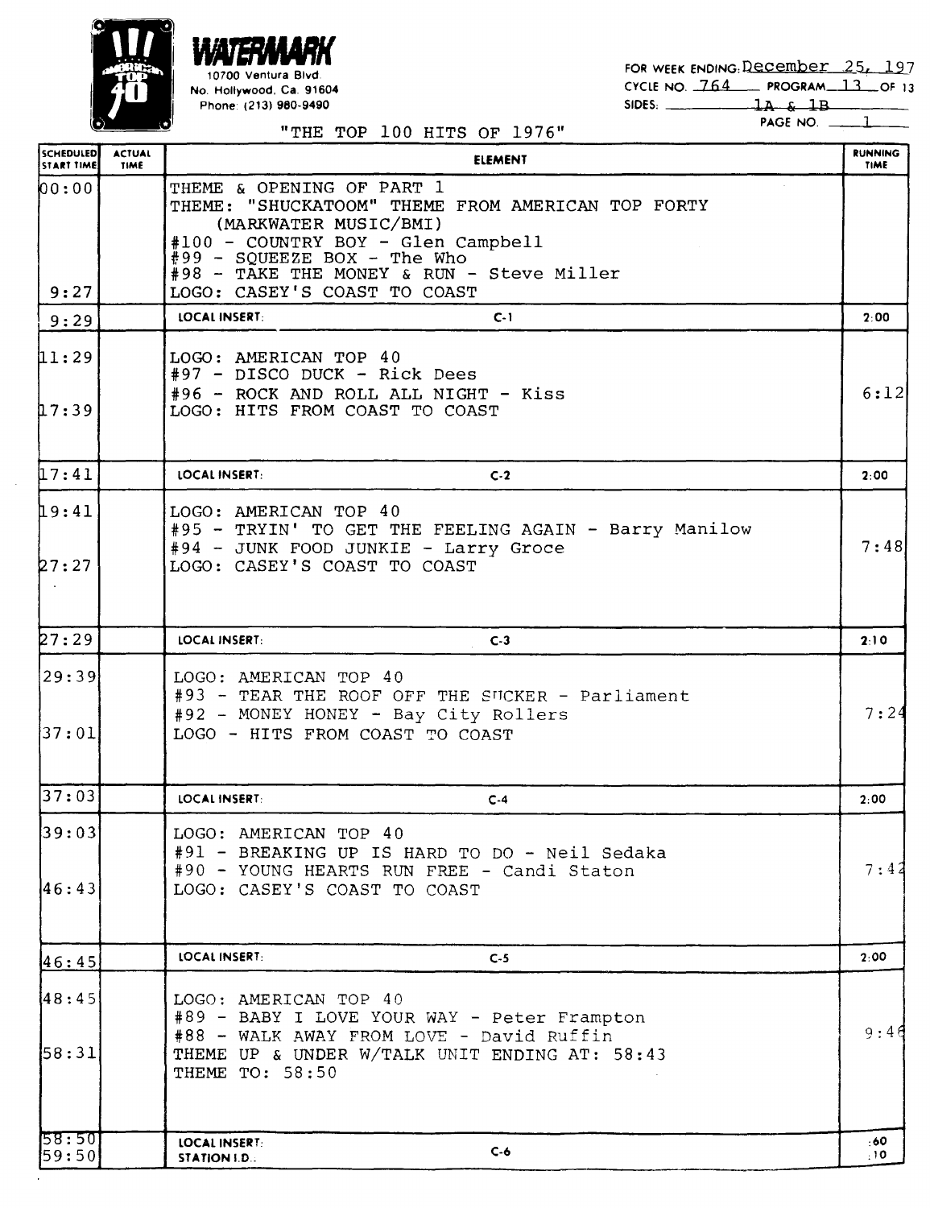**WATERMARK**
10700 Ventura Blvd.
No. Hollywood, Ca. 91604
Phone: (213) 980-9490

FOR WEEK ENDING: December 25, 197
CYCLE NO. 764 PROGRAM 13 OF 13
SIDES: 1A & 1B
PAGE NO. 1

"THE TOP 100 HITS OF 1976"

| SCHEDULED START TIME | ACTUAL TIME | ELEMENT | RUNNING TIME |
|---|---|---|---|
| 00:00<br>9:27 | | THEME & OPENING OF PART 1<br>THEME: "SHUCKATOOM" THEME FROM AMERICAN TOP FORTY (MARKWATER MUSIC/BMI)<br>#100 - COUNTRY BOY - Glen Campbell<br>#99 - SQUEEZE BOX - The Who<br>#98 - TAKE THE MONEY & RUN - Steve Miller<br>LOGO: CASEY'S COAST TO COAST | |
| 9:29 | | LOCAL INSERT: C-1 | 2:00 |
| 11:29<br>17:39 | | LOGO: AMERICAN TOP 40<br>#97 - DISCO DUCK - Rick Dees<br>#96 - ROCK AND ROLL ALL NIGHT - Kiss<br>LOGO: HITS FROM COAST TO COAST | 6:12 |
| 17:41 | | LOCAL INSERT: C-2 | 2:00 |
| 19:41<br>27:27 | | LOGO: AMERICAN TOP 40<br>#95 - TRYIN' TO GET THE FEELING AGAIN - Barry Manilow<br>#94 - JUNK FOOD JUNKIE - Larry Groce<br>LOGO: CASEY'S COAST TO COAST | 7:48 |
| 27:29 | | LOCAL INSERT: C-3 | 2:10 |
| 29:39<br>37:01 | | LOGO: AMERICAN TOP 40<br>#93 - TEAR THE ROOF OFF THE SUCKER - Parliament<br>#92 - MONEY HONEY - Bay City Rollers<br>LOGO - HITS FROM COAST TO COAST | 7:24 |
| 37:03 | | LOCAL INSERT: C-4 | 2:00 |
| 39:03<br>46:43 | | LOGO: AMERICAN TOP 40<br>#91 - BREAKING UP IS HARD TO DO - Neil Sedaka<br>#90 - YOUNG HEARTS RUN FREE - Candi Staton<br>LOGO: CASEY'S COAST TO COAST | 7:42 |
| 46:45 | | LOCAL INSERT: C-5 | 2:00 |
| 48:45<br>58:31 | | LOGO: AMERICAN TOP 40<br>#89 - BABY I LOVE YOUR WAY - Peter Frampton<br>#88 - WALK AWAY FROM LOVE - David Ruffin<br>THEME UP & UNDER W/TALK UNIT ENDING AT: 58:43<br>THEME TO: 58:50 | 9:46 |
| 58:50<br>59:50 | | LOCAL INSERT: C-6<br>STATION I.D. | :60<br>:10 |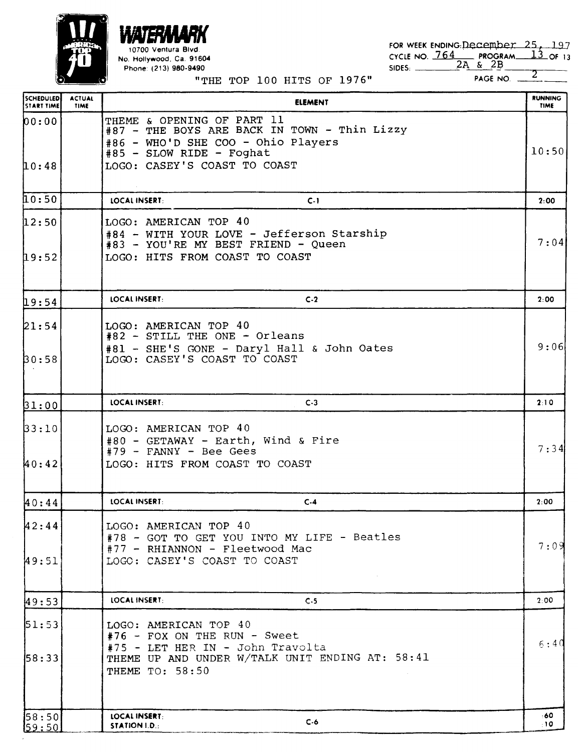WATERMARK
10700 Ventura Blvd.
No. Hollywood, Ca. 91604
Phone: (213) 980-9490

FOR WEEK ENDING: December 25, 197
CYCLE NO. 764 PROGRAM 13 OF 13
SIDES: 2A & 2B
PAGE NO. 2

"THE TOP 100 HITS OF 1976"

| SCHEDULED START TIME | ACTUAL TIME | ELEMENT | RUNNING TIME |
|---|---|---|---|
| 00:00<br><br>10:48 | | THEME & OPENING OF PART 11<br>#87 - THE BOYS ARE BACK IN TOWN - Thin Lizzy<br>#86 - WHO'D SHE COO - Ohio Players<br>#85 - SLOW RIDE - Foghat<br>LOGO: CASEY'S COAST TO COAST | 10:50 |
| 10:50 | | LOCAL INSERT: C-1 | 2:00 |
| 12:50<br><br>19:52 | | LOGO: AMERICAN TOP 40<br>#84 - WITH YOUR LOVE - Jefferson Starship<br>#83 - YOU'RE MY BEST FRIEND - Queen<br>LOGO: HITS FROM COAST TO COAST | 7:04 |
| 19:54 | | LOCAL INSERT: C-2 | 2:00 |
| 21:54<br><br>30:58 | | LOGO: AMERICAN TOP 40<br>#82 - STILL THE ONE - Orleans<br>#81 - SHE'S GONE - Daryl Hall & John Oates<br>LOGO: CASEY'S COAST TO COAST | 9:06 |
| 31:00 | | LOCAL INSERT: C-3 | 2:10 |
| 33:10<br><br>40:42 | | LOGO: AMERICAN TOP 40<br>#80 - GETAWAY - Earth, Wind & Fire<br>#79 - FANNY - Bee Gees<br>LOGO: HITS FROM COAST TO COAST | 7:34 |
| 40:44 | | LOCAL INSERT: C-4 | 2:00 |
| 42:44<br><br>49:51 | | LOGO: AMERICAN TOP 40<br>#78 - GOT TO GET YOU INTO MY LIFE - Beatles<br>#77 - RHIANNON - Fleetwood Mac<br>LOGO: CASEY'S COAST TO COAST | 7:09 |
| 49:53 | | LOCAL INSERT: C-5 | 2:00 |
| 51:53<br><br>58:33 | | LOGO: AMERICAN TOP 40<br>#76 - FOX ON THE RUN - Sweet<br>#75 - LET HER IN - John Travolta<br>THEME UP AND UNDER W/TALK UNIT ENDING AT: 58:41<br>THEME TO: 58:50 | 6:40 |
| 58:50<br>59:50 | | LOCAL INSERT: C-6<br>STATION I.D.: | :60<br>:10 |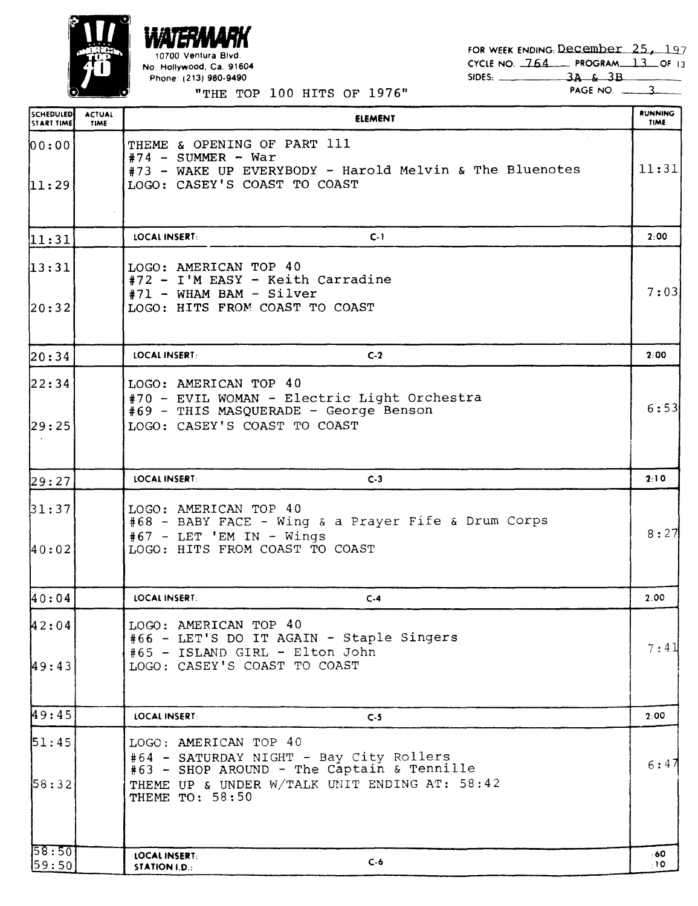**WATERMARK**
10700 Ventura Blvd.
No. Hollywood, Ca. 91604
Phone: (213) 980-9490

FOR WEEK ENDING: December 25, 197
CYCLE NO. 764 PROGRAM 13 OF 13
SIDES: 3A & 3B
PAGE NO. 3

"THE TOP 100 HITS OF 1976"

| SCHEDULED START TIME | ACTUAL TIME | ELEMENT | RUNNING TIME |
|---|---|---|---|
| 00:00<br><br>11:29 | | THEME & OPENING OF PART 111<br>#74 - SUMMER - War<br>#73 - WAKE UP EVERYBODY - Harold Melvin & The Bluenotes<br>LOGO: CASEY'S COAST TO COAST | 11:31 |
| 11:31 | | LOCAL INSERT: C-1 | 2:00 |
| 13:31<br><br>20:32 | | LOGO: AMERICAN TOP 40<br>#72 - I'M EASY - Keith Carradine<br>#71 - WHAM BAM - Silver<br>LOGO: HITS FROM COAST TO COAST | 7:03 |
| 20:34 | | LOCAL INSERT: C-2 | 2:00 |
| 22:34<br><br>29:25 | | LOGO: AMERICAN TOP 40<br>#70 - EVIL WOMAN - Electric Light Orchestra<br>#69 - THIS MASQUERADE - George Benson<br>LOGO: CASEY'S COAST TO COAST | 6:53 |
| 29:27 | | LOCAL INSERT: C-3 | 2:10 |
| 31:37<br><br>40:02 | | LOGO: AMERICAN TOP 40<br>#68 - BABY FACE - Wing & a Prayer Fife & Drum Corps<br>#67 - LET 'EM IN - Wings<br>LOGO: HITS FROM COAST TO COAST | 8:27 |
| 40:04 | | LOCAL INSERT: C-4 | 2:00 |
| 42:04<br><br>49:43 | | LOGO: AMERICAN TOP 40<br>#66 - LET'S DO IT AGAIN - Staple Singers<br>#65 - ISLAND GIRL - Elton John<br>LOGO: CASEY'S COAST TO COAST | 7:41 |
| 49:45 | | LOCAL INSERT: C-5 | 2:00 |
| 51:45<br><br>58:32 | | LOGO: AMERICAN TOP 40<br>#64 - SATURDAY NIGHT - Bay City Rollers<br>#63 - SHOP AROUND - The Captain & Tennille<br>THEME UP & UNDER W/TALK UNIT ENDING AT: 58:42<br>THEME TO: 58:50 | 6:47 |
| 58:50<br>59:50 | | LOCAL INSERT: C-6<br>STATION I.D.: | :60<br>:10 |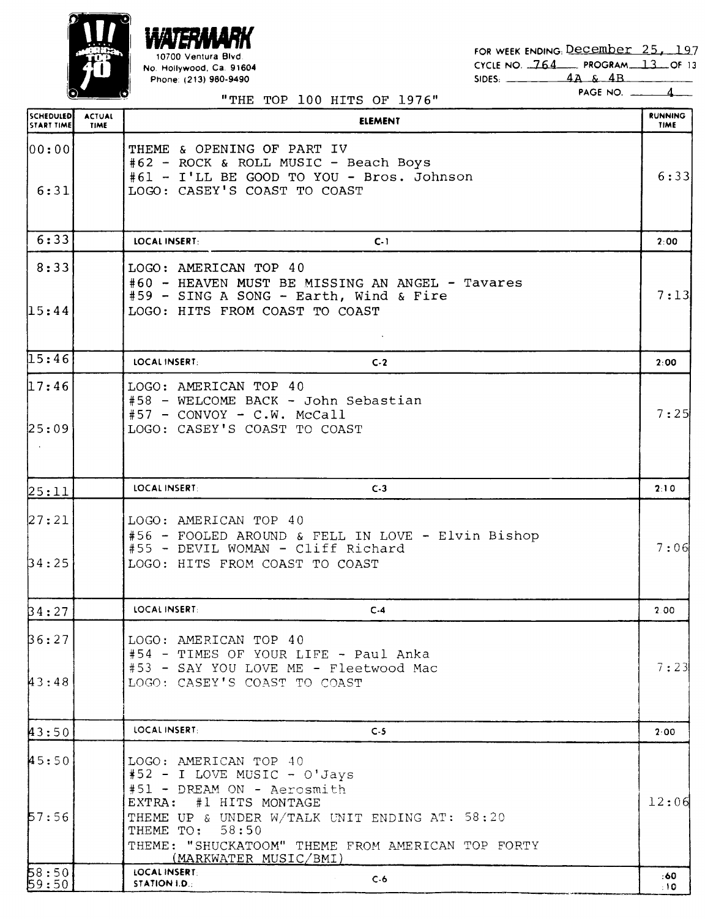**WATERMARK**
10700 Ventura Blvd.
No. Hollywood, Ca. 91604
Phone: (213) 980-9490

FOR WEEK ENDING: December 25, 197
CYCLE NO. 764 PROGRAM 13 OF 13
SIDES: 4A & 4B
PAGE NO. 4

"THE TOP 100 HITS OF 1976"

| SCHEDULED START TIME | ACTUAL TIME | ELEMENT | RUNNING TIME |
|---|---|---|---|
| 00:00<br><br>6:31 | | THEME & OPENING OF PART IV<br>#62 - ROCK & ROLL MUSIC - Beach Boys<br>#61 - I'LL BE GOOD TO YOU - Bros. Johnson<br>LOGO: CASEY'S COAST TO COAST | 6:33 |
| 6:33 | | LOCAL INSERT: C-1 | 2:00 |
| 8:33<br><br>15:44 | | LOGO: AMERICAN TOP 40<br>#60 - HEAVEN MUST BE MISSING AN ANGEL - Tavares<br>#59 - SING A SONG - Earth, Wind & Fire<br>LOGO: HITS FROM COAST TO COAST | 7:13 |
| 15:46 | | LOCAL INSERT: C-2 | 2:00 |
| 17:46<br><br>25:09 | | LOGO: AMERICAN TOP 40<br>#58 - WELCOME BACK - John Sebastian<br>#57 - CONVOY - C.W. McCall<br>LOGO: CASEY'S COAST TO COAST | 7:25 |
| 25:11 | | LOCAL INSERT: C-3 | 2:10 |
| 27:21<br><br>34:25 | | LOGO: AMERICAN TOP 40<br>#56 - FOOLED AROUND & FELL IN LOVE - Elvin Bishop<br>#55 - DEVIL WOMAN - Cliff Richard<br>LOGO: HITS FROM COAST TO COAST | 7:06 |
| 34:27 | | LOCAL INSERT: C-4 | 2:00 |
| 36:27<br><br>43:48 | | LOGO: AMERICAN TOP 40<br>#54 - TIMES OF YOUR LIFE - Paul Anka<br>#53 - SAY YOU LOVE ME - Fleetwood Mac<br>LOGO: CASEY'S COAST TO COAST | 7:23 |
| 43:50 | | LOCAL INSERT: C-5 | 2:00 |
| 45:50<br><br>57:56 | | LOGO: AMERICAN TOP 40<br>#52 - I LOVE MUSIC - O'Jays<br>#51 - DREAM ON - Aerosmith<br>EXTRA: #1 HITS MONTAGE<br>THEME UP & UNDER W/TALK UNIT ENDING AT: 58:20<br>THEME TO: 58:50<br>THEME: "SHUCKATOOM" THEME FROM AMERICAN TOP FORTY (MARKWATER MUSIC/BMI) | 12:06 |
| 58:50<br>59:50 | | LOCAL INSERT: C-6<br>STATION I.D.: | :60<br>:10 |